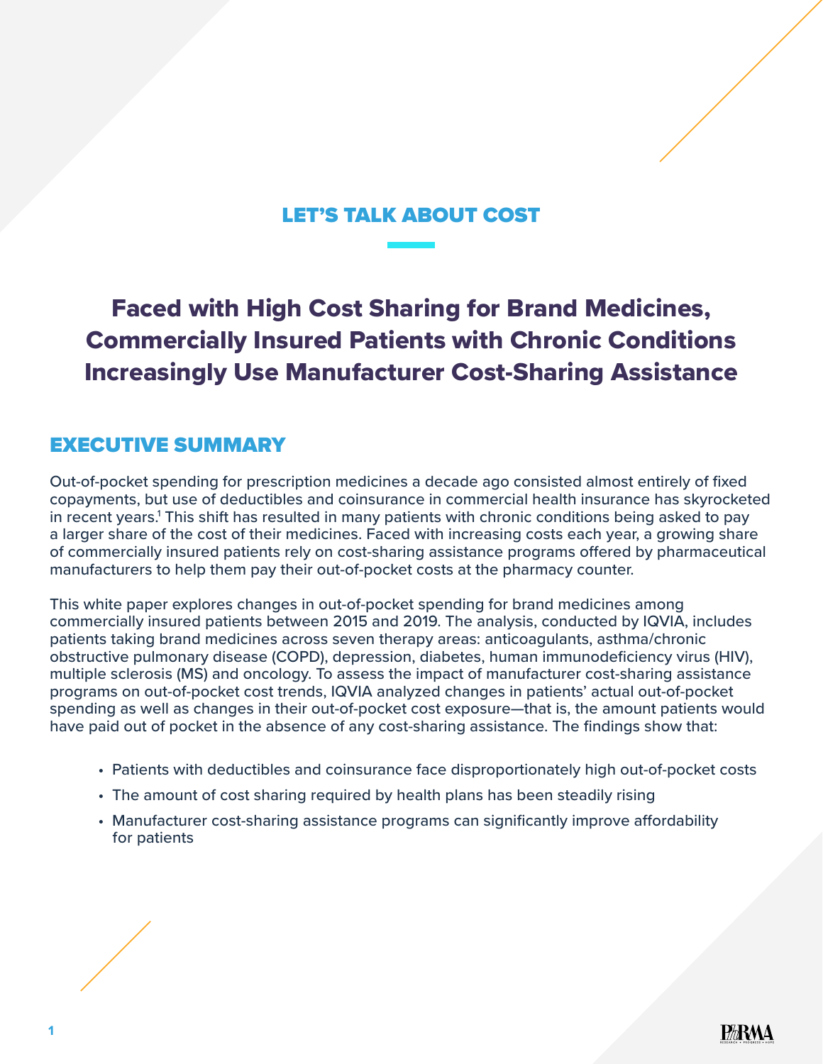LET'S TALK ABOUT COST

# Faced with High Cost Sharing for Brand Medicines, Commercially Insured Patients with Chronic Conditions Increasingly Use Manufacturer Cost-Sharing Assistance

## EXECUTIVE SUMMARY

Out-of-pocket spending for prescription medicines a decade ago consisted almost entirely of fixed copayments, but use of deductibles and coinsurance in commercial health insurance has skyrocketed in recent years.[1] This shift has resulted in many patients with chronic conditions being asked to pay a larger share of the cost of their medicines. Faced with increasing costs each year, a growing share of commercially insured patients rely on cost-sharing assistance programs offered by pharmaceutical manufacturers to help them pay their out-of-pocket costs at the pharmacy counter.

This white paper explores changes in out-of-pocket spending for brand medicines among commercially insured patients between 2015 and 2019. The analysis, conducted by IQVIA, includes patients taking brand medicines across seven therapy areas: anticoagulants, asthma/chronic obstructive pulmonary disease (COPD), depression, diabetes, human immunodeficiency virus (HIV), multiple sclerosis (MS) and oncology. To assess the impact of manufacturer cost-sharing assistance programs on out-of-pocket cost trends, IQVIA analyzed changes in patients' actual out-of-pocket spending as well as changes in their out-of-pocket cost exposure—that is, the amount patients would have paid out of pocket in the absence of any cost-sharing assistance. The findings show that:

- Patients with deductibles and coinsurance face disproportionately high out-of-pocket costs
- The amount of cost sharing required by health plans has been steadily rising
- Manufacturer cost-sharing assistance programs can significantly improve affordability for patients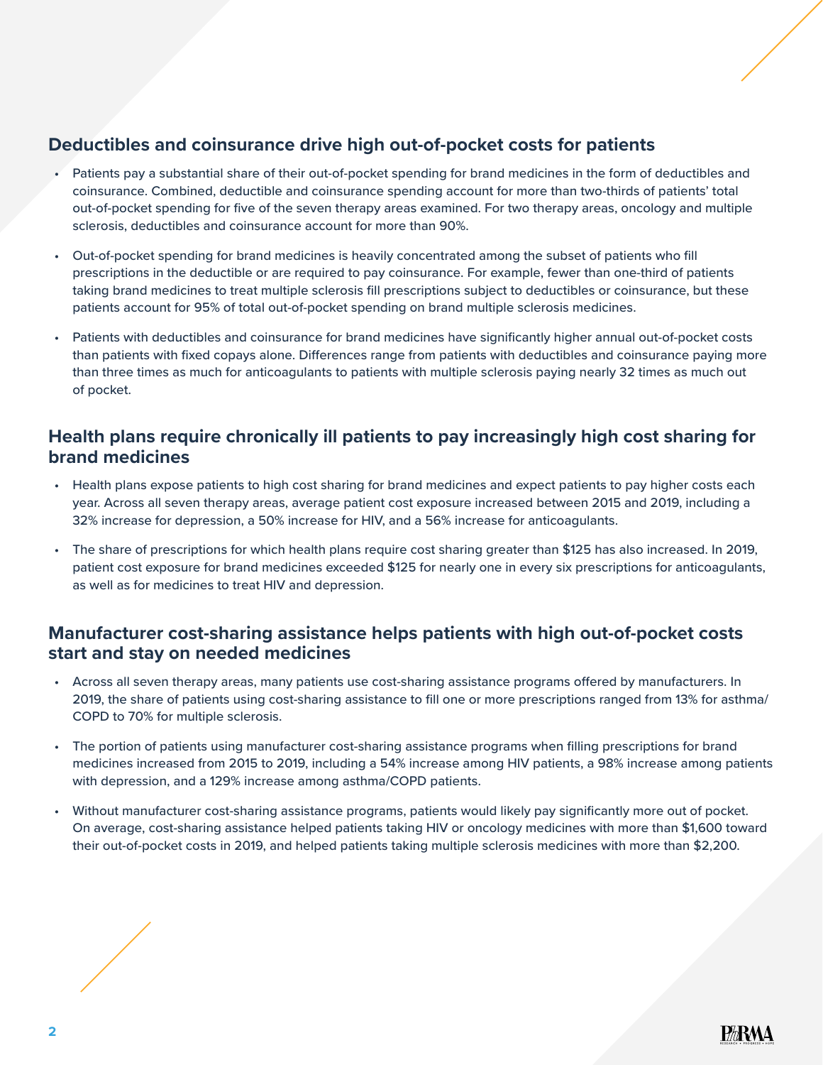## Deductibles and coinsurance drive high out-of-pocket costs for patients

- Patients pay a substantial share of their out-of-pocket spending for brand medicines in the form of deductibles and coinsurance. Combined, deductible and coinsurance spending account for more than two-thirds of patients' total out-of-pocket spending for five of the seven therapy areas examined. For two therapy areas, oncology and multiple sclerosis, deductibles and coinsurance account for more than 90%.
- Out-of-pocket spending for brand medicines is heavily concentrated among the subset of patients who fill prescriptions in the deductible or are required to pay coinsurance. For example, fewer than one-third of patients taking brand medicines to treat multiple sclerosis fill prescriptions subject to deductibles or coinsurance, but these patients account for 95% of total out-of-pocket spending on brand multiple sclerosis medicines.
- Patients with deductibles and coinsurance for brand medicines have significantly higher annual out-of-pocket costs than patients with fixed copays alone. Differences range from patients with deductibles and coinsurance paying more than three times as much for anticoagulants to patients with multiple sclerosis paying nearly 32 times as much out of pocket.

## Health plans require chronically ill patients to pay increasingly high cost sharing for brand medicines

- Health plans expose patients to high cost sharing for brand medicines and expect patients to pay higher costs each year. Across all seven therapy areas, average patient cost exposure increased between 2015 and 2019, including a 32% increase for depression, a 50% increase for HIV, and a 56% increase for anticoagulants.
- The share of prescriptions for which health plans require cost sharing greater than $125 has also increased. In 2019, patient cost exposure for brand medicines exceeded $125 for nearly one in every six prescriptions for anticoagulants, as well as for medicines to treat HIV and depression.

## Manufacturer cost-sharing assistance helps patients with high out-of-pocket costs start and stay on needed medicines

- Across all seven therapy areas, many patients use cost-sharing assistance programs offered by manufacturers. In 2019, the share of patients using cost-sharing assistance to fill one or more prescriptions ranged from 13% for asthma/COPD to 70% for multiple sclerosis.
- The portion of patients using manufacturer cost-sharing assistance programs when filling prescriptions for brand medicines increased from 2015 to 2019, including a 54% increase among HIV patients, a 98% increase among patients with depression, and a 129% increase among asthma/COPD patients.
- Without manufacturer cost-sharing assistance programs, patients would likely pay significantly more out of pocket. On average, cost-sharing assistance helped patients taking HIV or oncology medicines with more than $1,600 toward their out-of-pocket costs in 2019, and helped patients taking multiple sclerosis medicines with more than $2,200.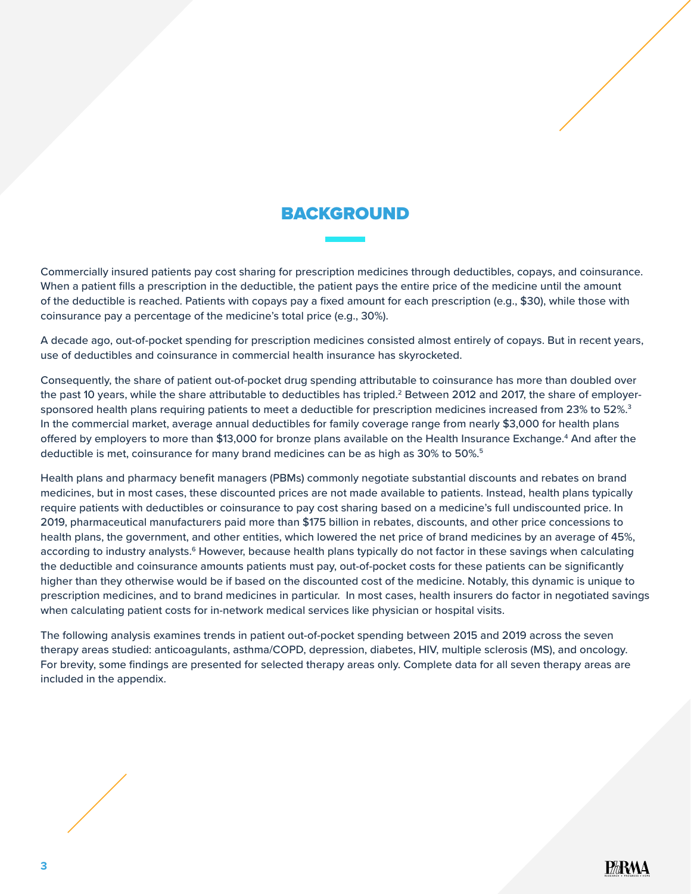# BACKGROUND

Commercially insured patients pay cost sharing for prescription medicines through deductibles, copays, and coinsurance. When a patient fills a prescription in the deductible, the patient pays the entire price of the medicine until the amount of the deductible is reached. Patients with copays pay a fixed amount for each prescription (e.g., $30), while those with coinsurance pay a percentage of the medicine's total price (e.g., 30%).

A decade ago, out-of-pocket spending for prescription medicines consisted almost entirely of copays. But in recent years, use of deductibles and coinsurance in commercial health insurance has skyrocketed.

Consequently, the share of patient out-of-pocket drug spending attributable to coinsurance has more than doubled over the past 10 years, while the share attributable to deductibles has tripled.[2] Between 2012 and 2017, the share of employer-sponsored health plans requiring patients to meet a deductible for prescription medicines increased from 23% to 52%.[3] In the commercial market, average annual deductibles for family coverage range from nearly $3,000 for health plans offered by employers to more than $13,000 for bronze plans available on the Health Insurance Exchange.[4] And after the deductible is met, coinsurance for many brand medicines can be as high as 30% to 50%.[5]

Health plans and pharmacy benefit managers (PBMs) commonly negotiate substantial discounts and rebates on brand medicines, but in most cases, these discounted prices are not made available to patients. Instead, health plans typically require patients with deductibles or coinsurance to pay cost sharing based on a medicine's full undiscounted price. In 2019, pharmaceutical manufacturers paid more than $175 billion in rebates, discounts, and other price concessions to health plans, the government, and other entities, which lowered the net price of brand medicines by an average of 45%, according to industry analysts.[6] However, because health plans typically do not factor in these savings when calculating the deductible and coinsurance amounts patients must pay, out-of-pocket costs for these patients can be significantly higher than they otherwise would be if based on the discounted cost of the medicine. Notably, this dynamic is unique to prescription medicines, and to brand medicines in particular. In most cases, health insurers do factor in negotiated savings when calculating patient costs for in-network medical services like physician or hospital visits.

The following analysis examines trends in patient out-of-pocket spending between 2015 and 2019 across the seven therapy areas studied: anticoagulants, asthma/COPD, depression, diabetes, HIV, multiple sclerosis (MS), and oncology. For brevity, some findings are presented for selected therapy areas only. Complete data for all seven therapy areas are included in the appendix.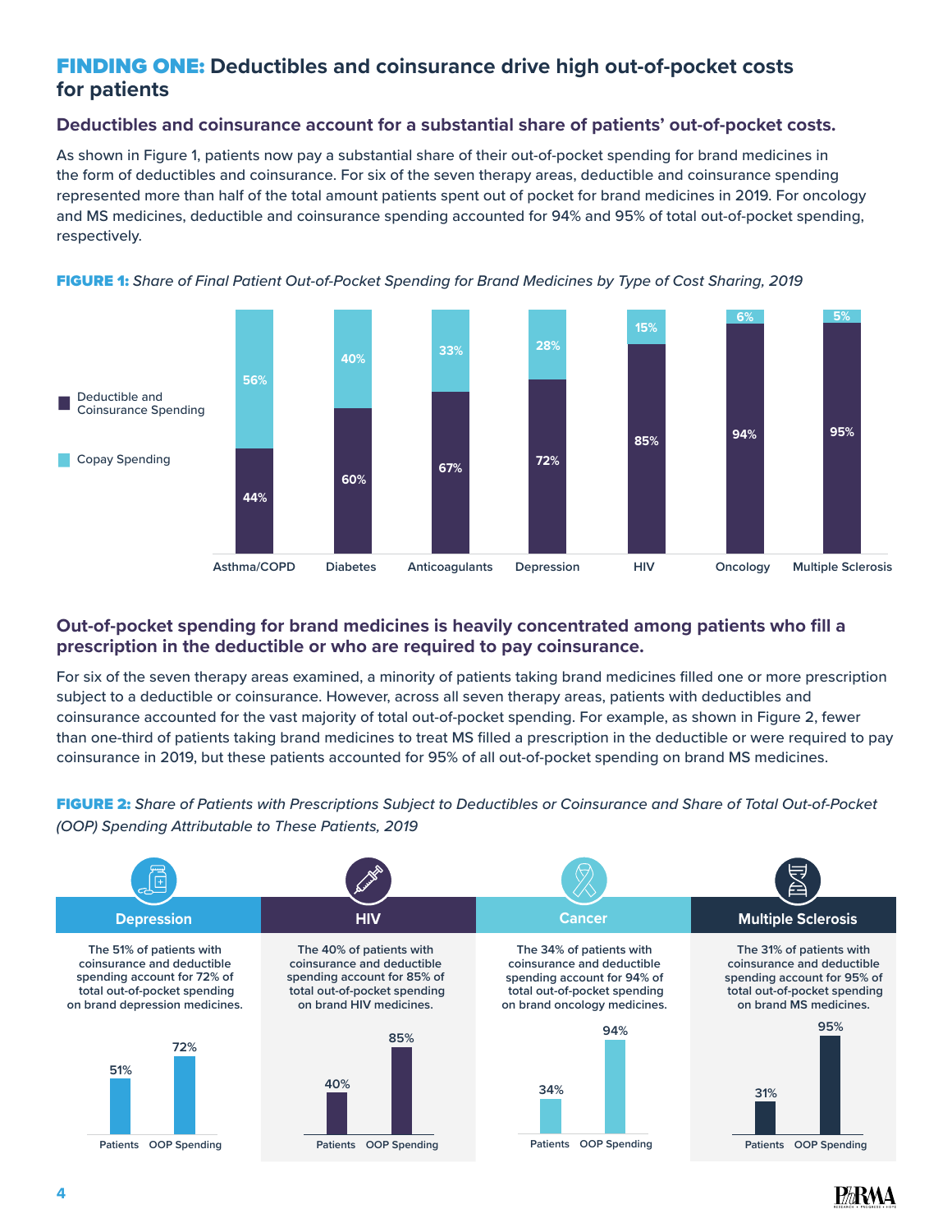## FINDING ONE: Deductibles and coinsurance drive high out-of-pocket costs for patients

### Deductibles and coinsurance account for a substantial share of patients' out-of-pocket costs.

As shown in Figure 1, patients now pay a substantial share of their out-of-pocket spending for brand medicines in the form of deductibles and coinsurance. For six of the seven therapy areas, deductible and coinsurance spending represented more than half of the total amount patients spent out of pocket for brand medicines in 2019. For oncology and MS medicines, deductible and coinsurance spending accounted for 94% and 95% of total out-of-pocket spending, respectively.

**FIGURE 1:** *Share of Final Patient Out-of-Pocket Spending for Brand Medicines by Type of Cost Sharing, 2019*

| | Asthma/COPD | Diabetes | Anticoagulants | Depression | HIV | Oncology | Multiple Sclerosis |
|---|---|---|---|---|---|---|---|
| Deductible and Coinsurance Spending | 44% | 60% | 67% | 72% | 85% | 94% | 95% |
| Copay Spending | 56% | 40% | 33% | 28% | 15% | 6% | 5% |

### Out-of-pocket spending for brand medicines is heavily concentrated among patients who fill a prescription in the deductible or who are required to pay coinsurance.

For six of the seven therapy areas examined, a minority of patients taking brand medicines filled one or more prescription subject to a deductible or coinsurance. However, across all seven therapy areas, patients with deductibles and coinsurance accounted for the vast majority of total out-of-pocket spending. For example, as shown in Figure 2, fewer than one-third of patients taking brand medicines to treat MS filled a prescription in the deductible or were required to pay coinsurance in 2019, but these patients accounted for 95% of all out-of-pocket spending on brand MS medicines.

**FIGURE 2:** *Share of Patients with Prescriptions Subject to Deductibles or Coinsurance and Share of Total Out-of-Pocket (OOP) Spending Attributable to These Patients, 2019*

**Depression**

The 51% of patients with coinsurance and deductible spending account for 72% of total out-of-pocket spending on brand depression medicines.

**HIV**

The 40% of patients with coinsurance and deductible spending account for 85% of total out-of-pocket spending on brand HIV medicines.

**Cancer**

The 34% of patients with coinsurance and deductible spending account for 94% of total out-of-pocket spending on brand oncology medicines.

**Multiple Sclerosis**

The 31% of patients with coinsurance and deductible spending account for 95% of total out-of-pocket spending on brand MS medicines.

| | Depression | HIV | Cancer | Multiple Sclerosis |
|---|---|---|---|---|
| Patients | 51% | 40% | 34% | 31% |
| OOP Spending | 72% | 85% | 94% | 95% |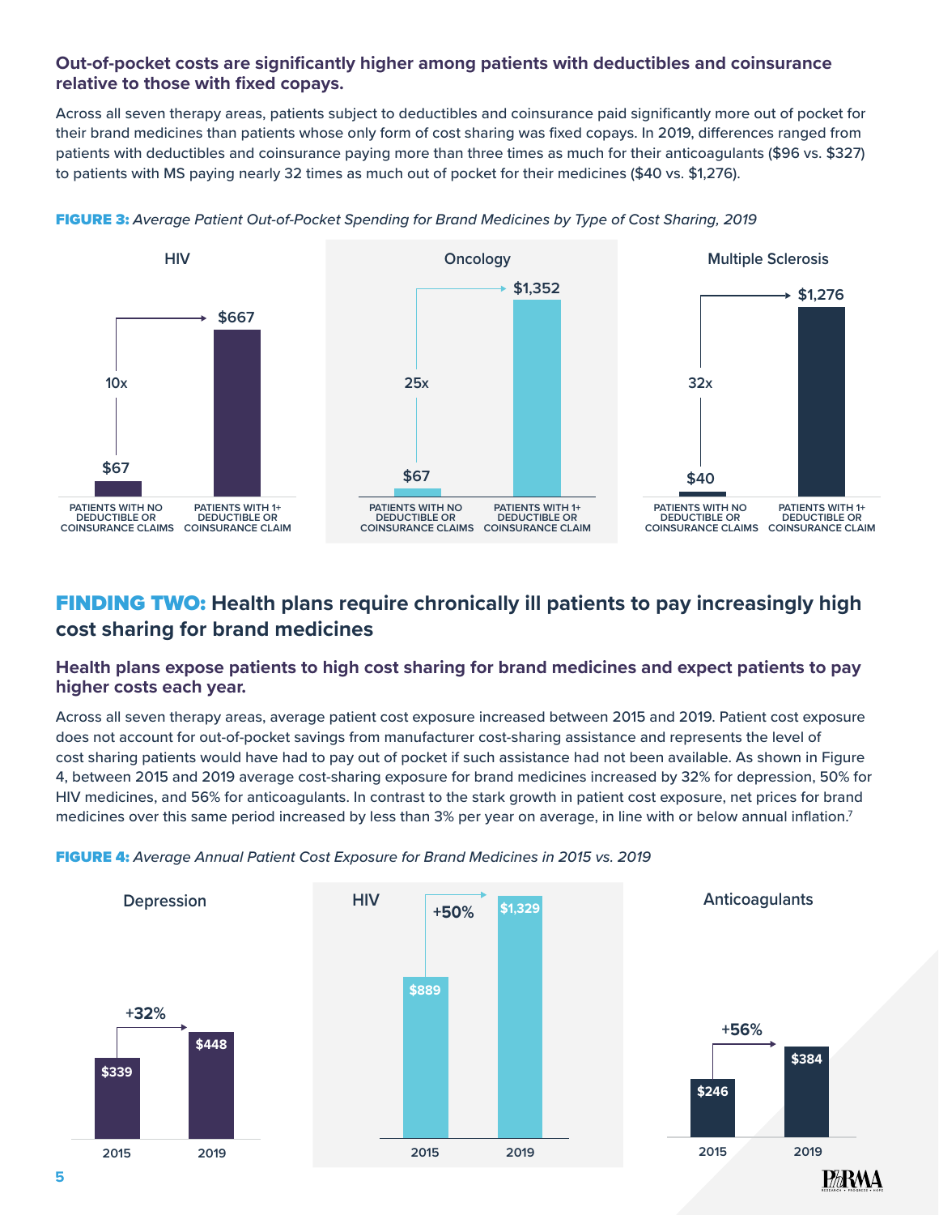### Out-of-pocket costs are significantly higher among patients with deductibles and coinsurance relative to those with fixed copays.

Across all seven therapy areas, patients subject to deductibles and coinsurance paid significantly more out of pocket for their brand medicines than patients whose only form of cost sharing was fixed copays. In 2019, differences ranged from patients with deductibles and coinsurance paying more than three times as much for their anticoagulants ($96 vs. $327) to patients with MS paying nearly 32 times as much out of pocket for their medicines ($40 vs. $1,276).

**FIGURE 3:** *Average Patient Out-of-Pocket Spending for Brand Medicines by Type of Cost Sharing, 2019*

HIV

$67

$667

10x

PATIENTS WITH NO DEDUCTIBLE OR COINSURANCE CLAIMS

PATIENTS WITH 1+ DEDUCTIBLE OR COINSURANCE CLAIM

Oncology

$67

$1,352

25x

PATIENTS WITH NO DEDUCTIBLE OR COINSURANCE CLAIMS

PATIENTS WITH 1+ DEDUCTIBLE OR COINSURANCE CLAIM

Multiple Sclerosis

$40

$1,276

32x

PATIENTS WITH NO DEDUCTIBLE OR COINSURANCE CLAIMS

PATIENTS WITH 1+ DEDUCTIBLE OR COINSURANCE CLAIM

## FINDING TWO: Health plans require chronically ill patients to pay increasingly high cost sharing for brand medicines

### Health plans expose patients to high cost sharing for brand medicines and expect patients to pay higher costs each year.

Across all seven therapy areas, average patient cost exposure increased between 2015 and 2019. Patient cost exposure does not account for out-of-pocket savings from manufacturer cost-sharing assistance and represents the level of cost sharing patients would have had to pay out of pocket if such assistance had not been available. As shown in Figure 4, between 2015 and 2019 average cost-sharing exposure for brand medicines increased by 32% for depression, 50% for HIV medicines, and 56% for anticoagulants. In contrast to the stark growth in patient cost exposure, net prices for brand medicines over this same period increased by less than 3% per year on average, in line with or below annual inflation.[7]

**FIGURE 4:** *Average Annual Patient Cost Exposure for Brand Medicines in 2015 vs. 2019*

Depression

$339

$448

+32%

2015

2019

HIV

$889

$1,329

+50%

2015

2019

Anticoagulants

$246

$384

+56%

2015

2019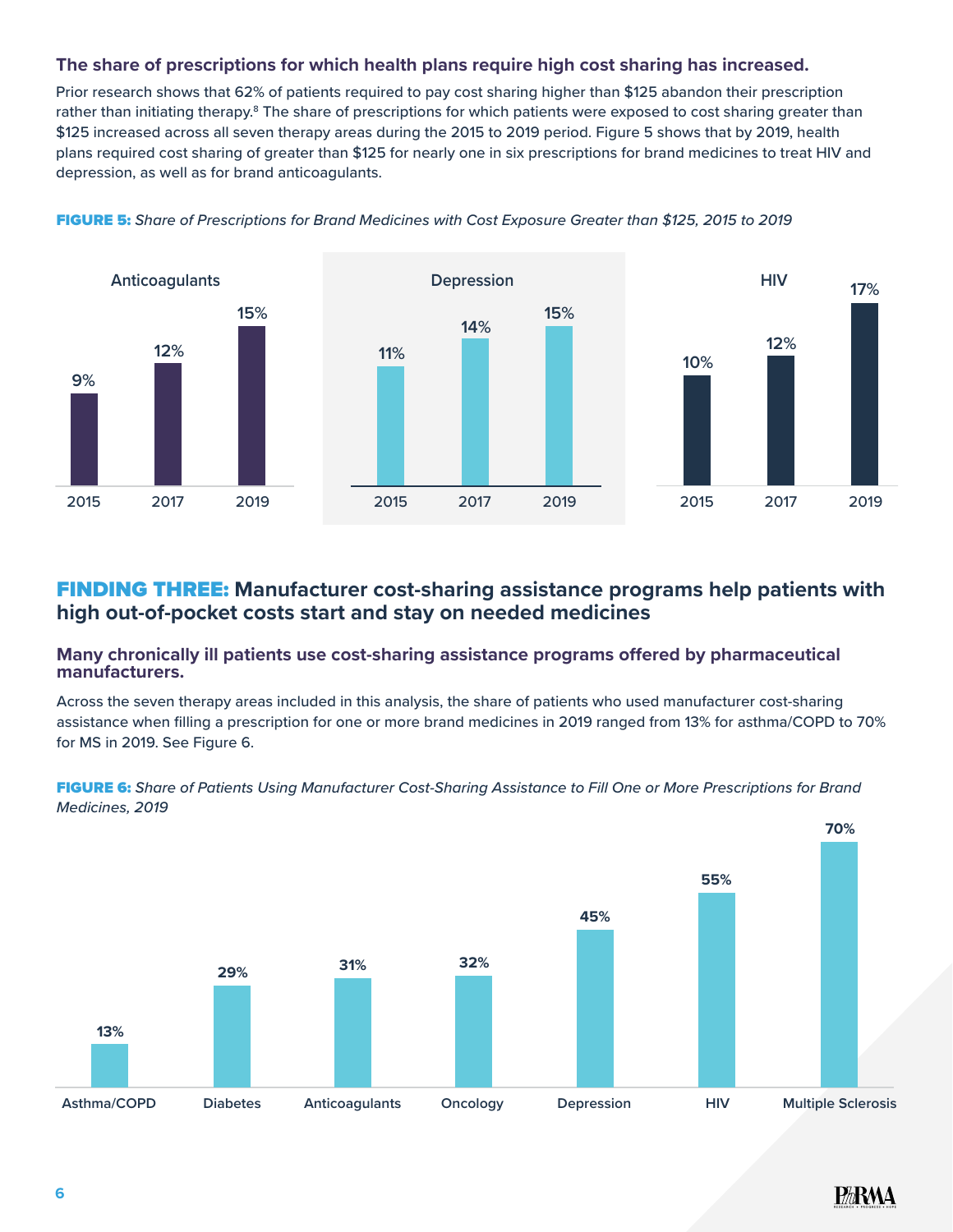### The share of prescriptions for which health plans require high cost sharing has increased.

Prior research shows that 62% of patients required to pay cost sharing higher than $125 abandon their prescription rather than initiating therapy.[8] The share of prescriptions for which patients were exposed to cost sharing greater than $125 increased across all seven therapy areas during the 2015 to 2019 period. Figure 5 shows that by 2019, health plans required cost sharing of greater than $125 for nearly one in six prescriptions for brand medicines to treat HIV and depression, as well as for brand anticoagulants.

**FIGURE 5:** *Share of Prescriptions for Brand Medicines with Cost Exposure Greater than $125, 2015 to 2019*

Anticoagulants
9%
12%
15%
2015
2017
2019

Depression
11%
14%
15%
2015
2017
2019

HIV
10%
12%
17%
2015
2017
2019

## FINDING THREE: Manufacturer cost-sharing assistance programs help patients with high out-of-pocket costs start and stay on needed medicines

### Many chronically ill patients use cost-sharing assistance programs offered by pharmaceutical manufacturers.

Across the seven therapy areas included in this analysis, the share of patients who used manufacturer cost-sharing assistance when filling a prescription for one or more brand medicines in 2019 ranged from 13% for asthma/COPD to 70% for MS in 2019. See Figure 6.

**FIGURE 6:** *Share of Patients Using Manufacturer Cost-Sharing Assistance to Fill One or More Prescriptions for Brand Medicines, 2019*

13%
29%
31%
32%
45%
55%
70%
Asthma/COPD
Diabetes
Anticoagulants
Oncology
Depression
HIV
Multiple Sclerosis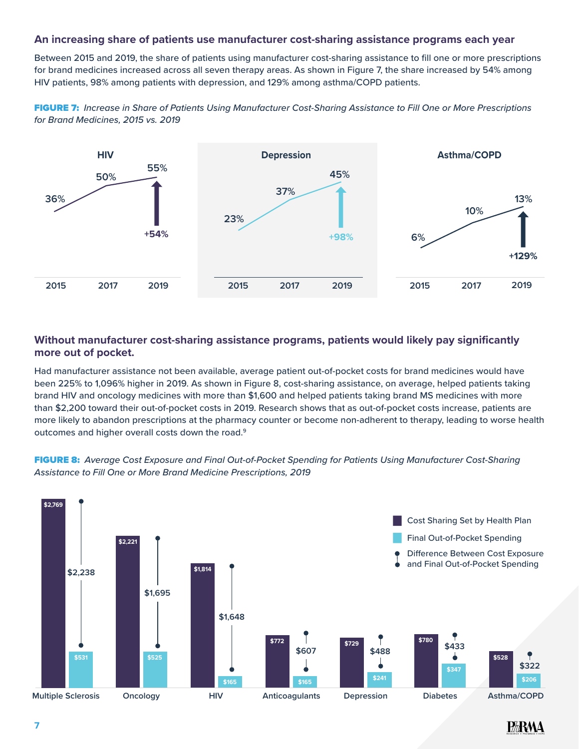## An increasing share of patients use manufacturer cost-sharing assistance programs each year

Between 2015 and 2019, the share of patients using manufacturer cost-sharing assistance to fill one or more prescriptions for brand medicines increased across all seven therapy areas. As shown in Figure 7, the share increased by 54% among HIV patients, 98% among patients with depression, and 129% among asthma/COPD patients.

**FIGURE 7:** *Increase in Share of Patients Using Manufacturer Cost-Sharing Assistance to Fill One or More Prescriptions for Brand Medicines, 2015 vs. 2019*

HIV
36%
50%
55%
+54%
2015
2017
2019

Depression
23%
37%
45%
+98%
2015
2017
2019

Asthma/COPD
6%
10%
13%
+129%
2015
2017
2019

## Without manufacturer cost-sharing assistance programs, patients would likely pay significantly more out of pocket.

Had manufacturer assistance not been available, average patient out-of-pocket costs for brand medicines would have been 225% to 1,096% higher in 2019. As shown in Figure 8, cost-sharing assistance, on average, helped patients taking brand HIV and oncology medicines with more than $1,600 and helped patients taking brand MS medicines with more than $2,200 toward their out-of-pocket costs in 2019. Research shows that as out-of-pocket costs increase, patients are more likely to abandon prescriptions at the pharmacy counter or become non-adherent to therapy, leading to worse health outcomes and higher overall costs down the road.[9]

**FIGURE 8:** *Average Cost Exposure and Final Out-of-Pocket Spending for Patients Using Manufacturer Cost-Sharing Assistance to Fill One or More Brand Medicine Prescriptions, 2019*

Cost Sharing Set by Health Plan
Final Out-of-Pocket Spending
Difference Between Cost Exposure and Final Out-of-Pocket Spending

Multiple Sclerosis: $2,769, $531, $2,238
Oncology: $2,221, $525, $1,695
HIV: $1,814, $165, $1,648
Anticoagulants: $772, $165, $607
Depression: $729, $241, $488
Diabetes: $780, $347, $433
Asthma/COPD: $528, $206, $322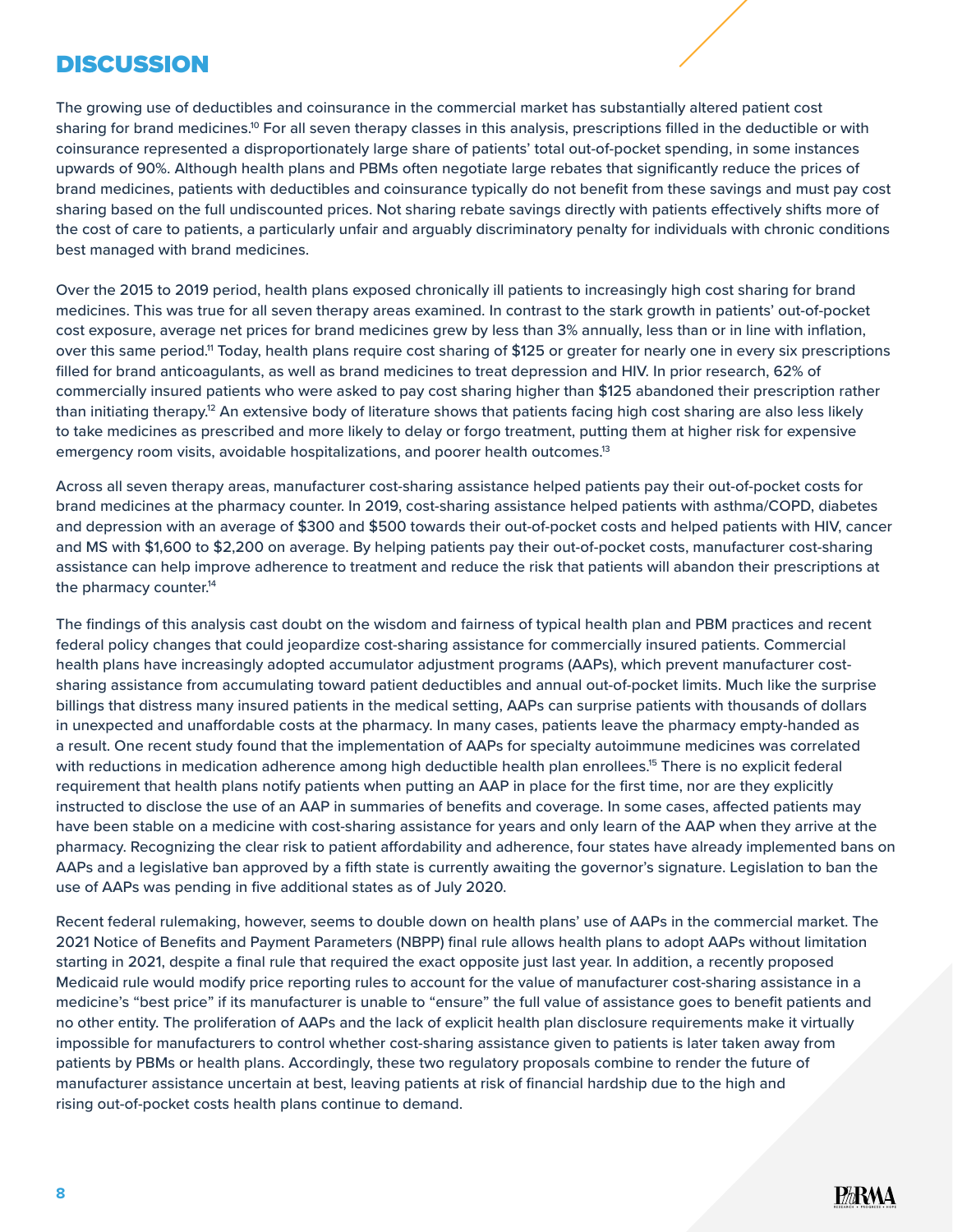## DISCUSSION

The growing use of deductibles and coinsurance in the commercial market has substantially altered patient cost sharing for brand medicines.[10] For all seven therapy classes in this analysis, prescriptions filled in the deductible or with coinsurance represented a disproportionately large share of patients' total out-of-pocket spending, in some instances upwards of 90%. Although health plans and PBMs often negotiate large rebates that significantly reduce the prices of brand medicines, patients with deductibles and coinsurance typically do not benefit from these savings and must pay cost sharing based on the full undiscounted prices. Not sharing rebate savings directly with patients effectively shifts more of the cost of care to patients, a particularly unfair and arguably discriminatory penalty for individuals with chronic conditions best managed with brand medicines.

Over the 2015 to 2019 period, health plans exposed chronically ill patients to increasingly high cost sharing for brand medicines. This was true for all seven therapy areas examined. In contrast to the stark growth in patients' out-of-pocket cost exposure, average net prices for brand medicines grew by less than 3% annually, less than or in line with inflation, over this same period.[11] Today, health plans require cost sharing of $125 or greater for nearly one in every six prescriptions filled for brand anticoagulants, as well as brand medicines to treat depression and HIV. In prior research, 62% of commercially insured patients who were asked to pay cost sharing higher than $125 abandoned their prescription rather than initiating therapy.[12] An extensive body of literature shows that patients facing high cost sharing are also less likely to take medicines as prescribed and more likely to delay or forgo treatment, putting them at higher risk for expensive emergency room visits, avoidable hospitalizations, and poorer health outcomes.[13]

Across all seven therapy areas, manufacturer cost-sharing assistance helped patients pay their out-of-pocket costs for brand medicines at the pharmacy counter. In 2019, cost-sharing assistance helped patients with asthma/COPD, diabetes and depression with an average of $300 and $500 towards their out-of-pocket costs and helped patients with HIV, cancer and MS with $1,600 to $2,200 on average. By helping patients pay their out-of-pocket costs, manufacturer cost-sharing assistance can help improve adherence to treatment and reduce the risk that patients will abandon their prescriptions at the pharmacy counter.[14]

The findings of this analysis cast doubt on the wisdom and fairness of typical health plan and PBM practices and recent federal policy changes that could jeopardize cost-sharing assistance for commercially insured patients. Commercial health plans have increasingly adopted accumulator adjustment programs (AAPs), which prevent manufacturer cost-sharing assistance from accumulating toward patient deductibles and annual out-of-pocket limits. Much like the surprise billings that distress many insured patients in the medical setting, AAPs can surprise patients with thousands of dollars in unexpected and unaffordable costs at the pharmacy. In many cases, patients leave the pharmacy empty-handed as a result. One recent study found that the implementation of AAPs for specialty autoimmune medicines was correlated with reductions in medication adherence among high deductible health plan enrollees.[15] There is no explicit federal requirement that health plans notify patients when putting an AAP in place for the first time, nor are they explicitly instructed to disclose the use of an AAP in summaries of benefits and coverage. In some cases, affected patients may have been stable on a medicine with cost-sharing assistance for years and only learn of the AAP when they arrive at the pharmacy. Recognizing the clear risk to patient affordability and adherence, four states have already implemented bans on AAPs and a legislative ban approved by a fifth state is currently awaiting the governor's signature. Legislation to ban the use of AAPs was pending in five additional states as of July 2020.

Recent federal rulemaking, however, seems to double down on health plans' use of AAPs in the commercial market. The 2021 Notice of Benefits and Payment Parameters (NBPP) final rule allows health plans to adopt AAPs without limitation starting in 2021, despite a final rule that required the exact opposite just last year. In addition, a recently proposed Medicaid rule would modify price reporting rules to account for the value of manufacturer cost-sharing assistance in a medicine's "best price" if its manufacturer is unable to "ensure" the full value of assistance goes to benefit patients and no other entity. The proliferation of AAPs and the lack of explicit health plan disclosure requirements make it virtually impossible for manufacturers to control whether cost-sharing assistance given to patients is later taken away from patients by PBMs or health plans. Accordingly, these two regulatory proposals combine to render the future of manufacturer assistance uncertain at best, leaving patients at risk of financial hardship due to the high and rising out-of-pocket costs health plans continue to demand.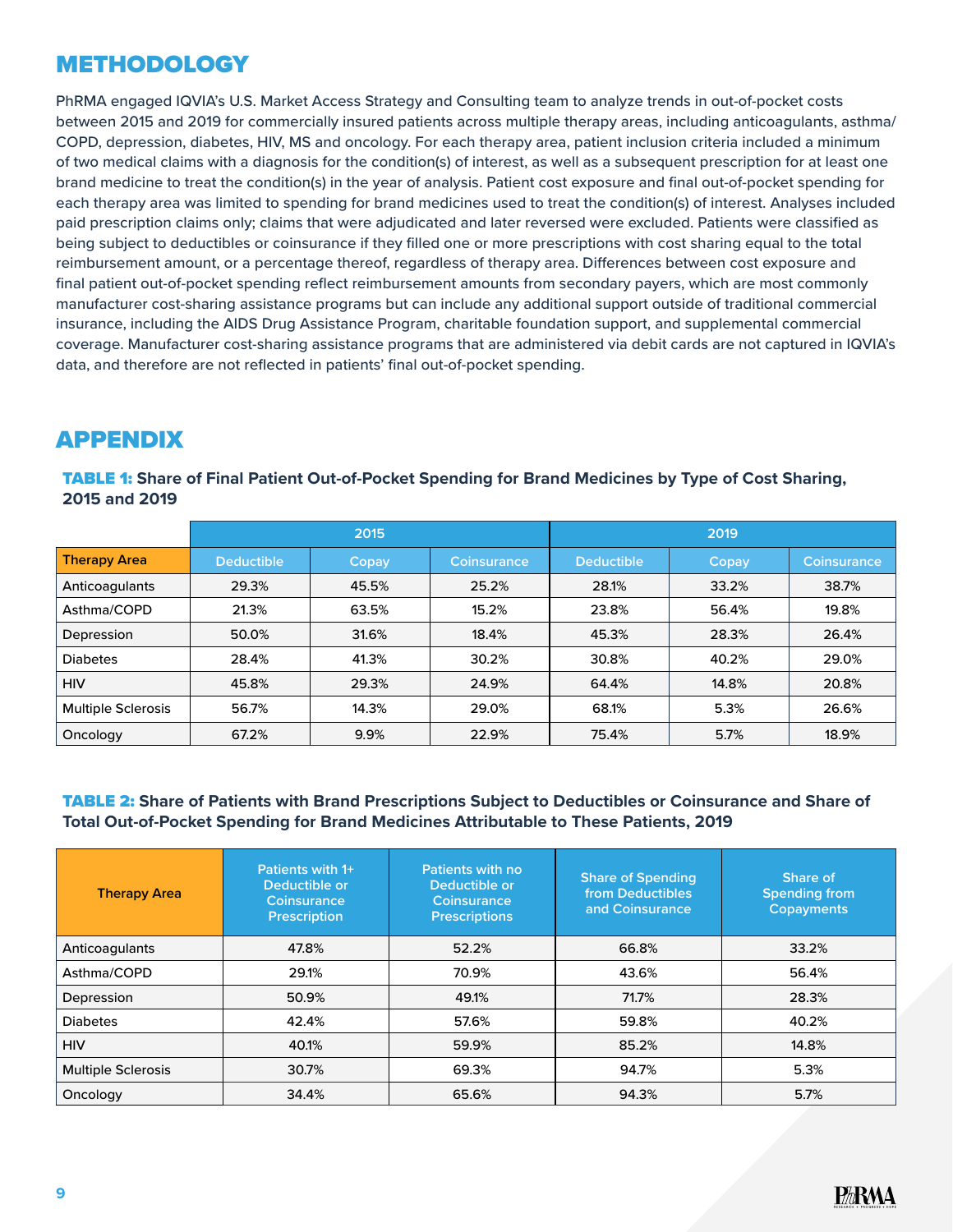# METHODOLOGY

PhRMA engaged IQVIA's U.S. Market Access Strategy and Consulting team to analyze trends in out-of-pocket costs between 2015 and 2019 for commercially insured patients across multiple therapy areas, including anticoagulants, asthma/COPD, depression, diabetes, HIV, MS and oncology. For each therapy area, patient inclusion criteria included a minimum of two medical claims with a diagnosis for the condition(s) of interest, as well as a subsequent prescription for at least one brand medicine to treat the condition(s) in the year of analysis. Patient cost exposure and final out-of-pocket spending for each therapy area was limited to spending for brand medicines used to treat the condition(s) of interest. Analyses included paid prescription claims only; claims that were adjudicated and later reversed were excluded. Patients were classified as being subject to deductibles or coinsurance if they filled one or more prescriptions with cost sharing equal to the total reimbursement amount, or a percentage thereof, regardless of therapy area. Differences between cost exposure and final patient out-of-pocket spending reflect reimbursement amounts from secondary payers, which are most commonly manufacturer cost-sharing assistance programs but can include any additional support outside of traditional commercial insurance, including the AIDS Drug Assistance Program, charitable foundation support, and supplemental commercial coverage. Manufacturer cost-sharing assistance programs that are administered via debit cards are not captured in IQVIA's data, and therefore are not reflected in patients' final out-of-pocket spending.

# APPENDIX

**TABLE 1: Share of Final Patient Out-of-Pocket Spending for Brand Medicines by Type of Cost Sharing, 2015 and 2019**

| | 2015 | | | 2019 | | |
|---|---|---|---|---|---|---|
| Therapy Area | Deductible | Copay | Coinsurance | Deductible | Copay | Coinsurance |
| Anticoagulants | 29.3% | 45.5% | 25.2% | 28.1% | 33.2% | 38.7% |
| Asthma/COPD | 21.3% | 63.5% | 15.2% | 23.8% | 56.4% | 19.8% |
| Depression | 50.0% | 31.6% | 18.4% | 45.3% | 28.3% | 26.4% |
| Diabetes | 28.4% | 41.3% | 30.2% | 30.8% | 40.2% | 29.0% |
| HIV | 45.8% | 29.3% | 24.9% | 64.4% | 14.8% | 20.8% |
| Multiple Sclerosis | 56.7% | 14.3% | 29.0% | 68.1% | 5.3% | 26.6% |
| Oncology | 67.2% | 9.9% | 22.9% | 75.4% | 5.7% | 18.9% |

**TABLE 2: Share of Patients with Brand Prescriptions Subject to Deductibles or Coinsurance and Share of Total Out-of-Pocket Spending for Brand Medicines Attributable to These Patients, 2019**

| Therapy Area | Patients with 1+ Deductible or Coinsurance Prescription | Patients with no Deductible or Coinsurance Prescriptions | Share of Spending from Deductibles and Coinsurance | Share of Spending from Copayments |
|---|---|---|---|---|
| Anticoagulants | 47.8% | 52.2% | 66.8% | 33.2% |
| Asthma/COPD | 29.1% | 70.9% | 43.6% | 56.4% |
| Depression | 50.9% | 49.1% | 71.7% | 28.3% |
| Diabetes | 42.4% | 57.6% | 59.8% | 40.2% |
| HIV | 40.1% | 59.9% | 85.2% | 14.8% |
| Multiple Sclerosis | 30.7% | 69.3% | 94.7% | 5.3% |
| Oncology | 34.4% | 65.6% | 94.3% | 5.7% |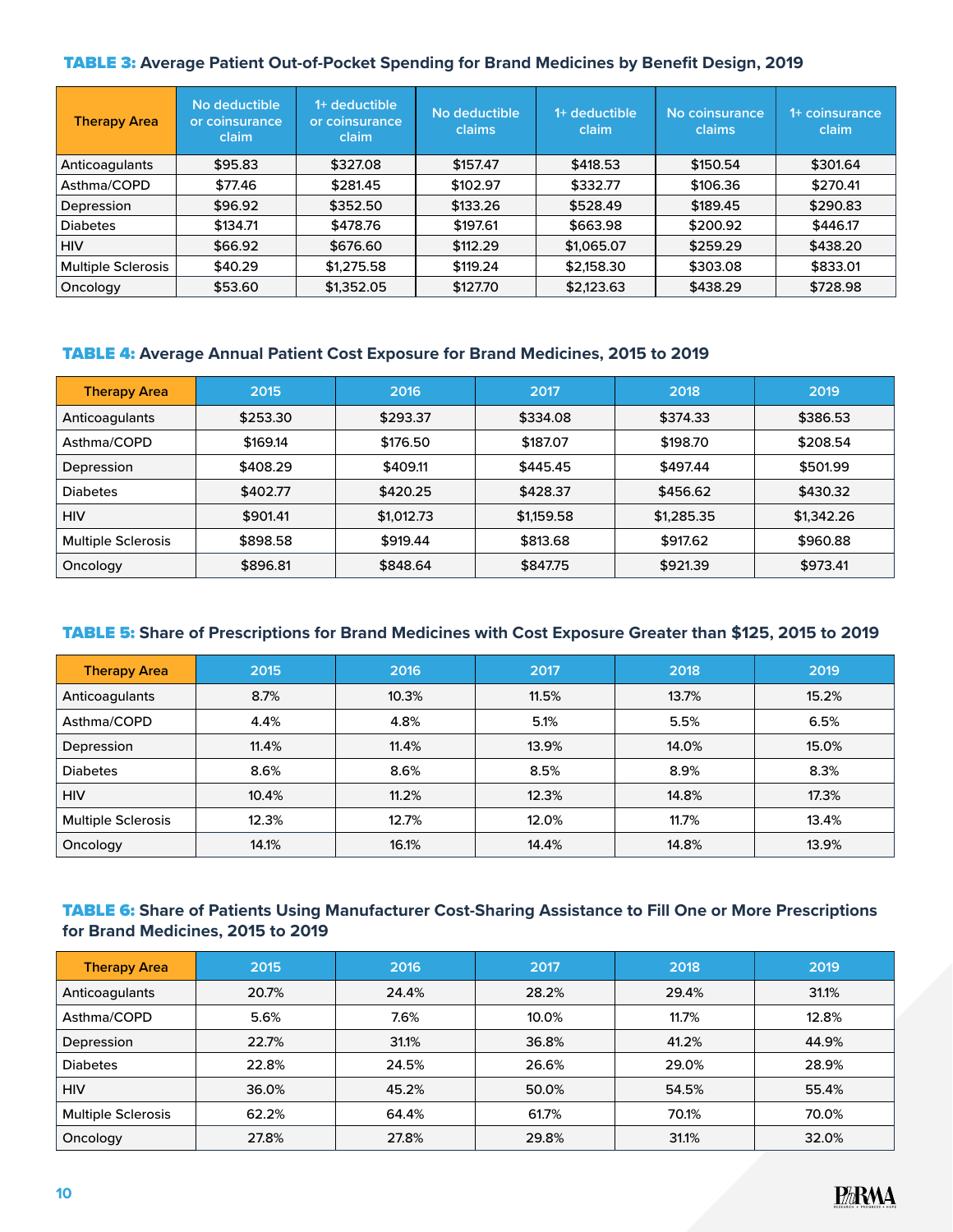**TABLE 3: Average Patient Out-of-Pocket Spending for Brand Medicines by Benefit Design, 2019**

| Therapy Area | No deductible or coinsurance claim | 1+ deductible or coinsurance claim | No deductible claims | 1+ deductible claim | No coinsurance claims | 1+ coinsurance claim |
|---|---|---|---|---|---|---|
| Anticoagulants | $95.83 | $327.08 | $157.47 | $418.53 | $150.54 | $301.64 |
| Asthma/COPD | $77.46 | $281.45 | $102.97 | $332.77 | $106.36 | $270.41 |
| Depression | $96.92 | $352.50 | $133.26 | $528.49 | $189.45 | $290.83 |
| Diabetes | $134.71 | $478.76 | $197.61 | $663.98 | $200.92 | $446.17 |
| HIV | $66.92 | $676.60 | $112.29 | $1,065.07 | $259.29 | $438.20 |
| Multiple Sclerosis | $40.29 | $1,275.58 | $119.24 | $2,158.30 | $303.08 | $833.01 |
| Oncology | $53.60 | $1,352.05 | $127.70 | $2,123.63 | $438.29 | $728.98 |

**TABLE 4: Average Annual Patient Cost Exposure for Brand Medicines, 2015 to 2019**

| Therapy Area | 2015 | 2016 | 2017 | 2018 | 2019 |
|---|---|---|---|---|---|
| Anticoagulants | $253.30 | $293.37 | $334.08 | $374.33 | $386.53 |
| Asthma/COPD | $169.14 | $176.50 | $187.07 | $198.70 | $208.54 |
| Depression | $408.29 | $409.11 | $445.45 | $497.44 | $501.99 |
| Diabetes | $402.77 | $420.25 | $428.37 | $456.62 | $430.32 |
| HIV | $901.41 | $1,012.73 | $1,159.58 | $1,285.35 | $1,342.26 |
| Multiple Sclerosis | $898.58 | $919.44 | $813.68 | $917.62 | $960.88 |
| Oncology | $896.81 | $848.64 | $847.75 | $921.39 | $973.41 |

**TABLE 5: Share of Prescriptions for Brand Medicines with Cost Exposure Greater than $125, 2015 to 2019**

| Therapy Area | 2015 | 2016 | 2017 | 2018 | 2019 |
|---|---|---|---|---|---|
| Anticoagulants | 8.7% | 10.3% | 11.5% | 13.7% | 15.2% |
| Asthma/COPD | 4.4% | 4.8% | 5.1% | 5.5% | 6.5% |
| Depression | 11.4% | 11.4% | 13.9% | 14.0% | 15.0% |
| Diabetes | 8.6% | 8.6% | 8.5% | 8.9% | 8.3% |
| HIV | 10.4% | 11.2% | 12.3% | 14.8% | 17.3% |
| Multiple Sclerosis | 12.3% | 12.7% | 12.0% | 11.7% | 13.4% |
| Oncology | 14.1% | 16.1% | 14.4% | 14.8% | 13.9% |

**TABLE 6: Share of Patients Using Manufacturer Cost-Sharing Assistance to Fill One or More Prescriptions for Brand Medicines, 2015 to 2019**

| Therapy Area | 2015 | 2016 | 2017 | 2018 | 2019 |
|---|---|---|---|---|---|
| Anticoagulants | 20.7% | 24.4% | 28.2% | 29.4% | 31.1% |
| Asthma/COPD | 5.6% | 7.6% | 10.0% | 11.7% | 12.8% |
| Depression | 22.7% | 31.1% | 36.8% | 41.2% | 44.9% |
| Diabetes | 22.8% | 24.5% | 26.6% | 29.0% | 28.9% |
| HIV | 36.0% | 45.2% | 50.0% | 54.5% | 55.4% |
| Multiple Sclerosis | 62.2% | 64.4% | 61.7% | 70.1% | 70.0% |
| Oncology | 27.8% | 27.8% | 29.8% | 31.1% | 32.0% |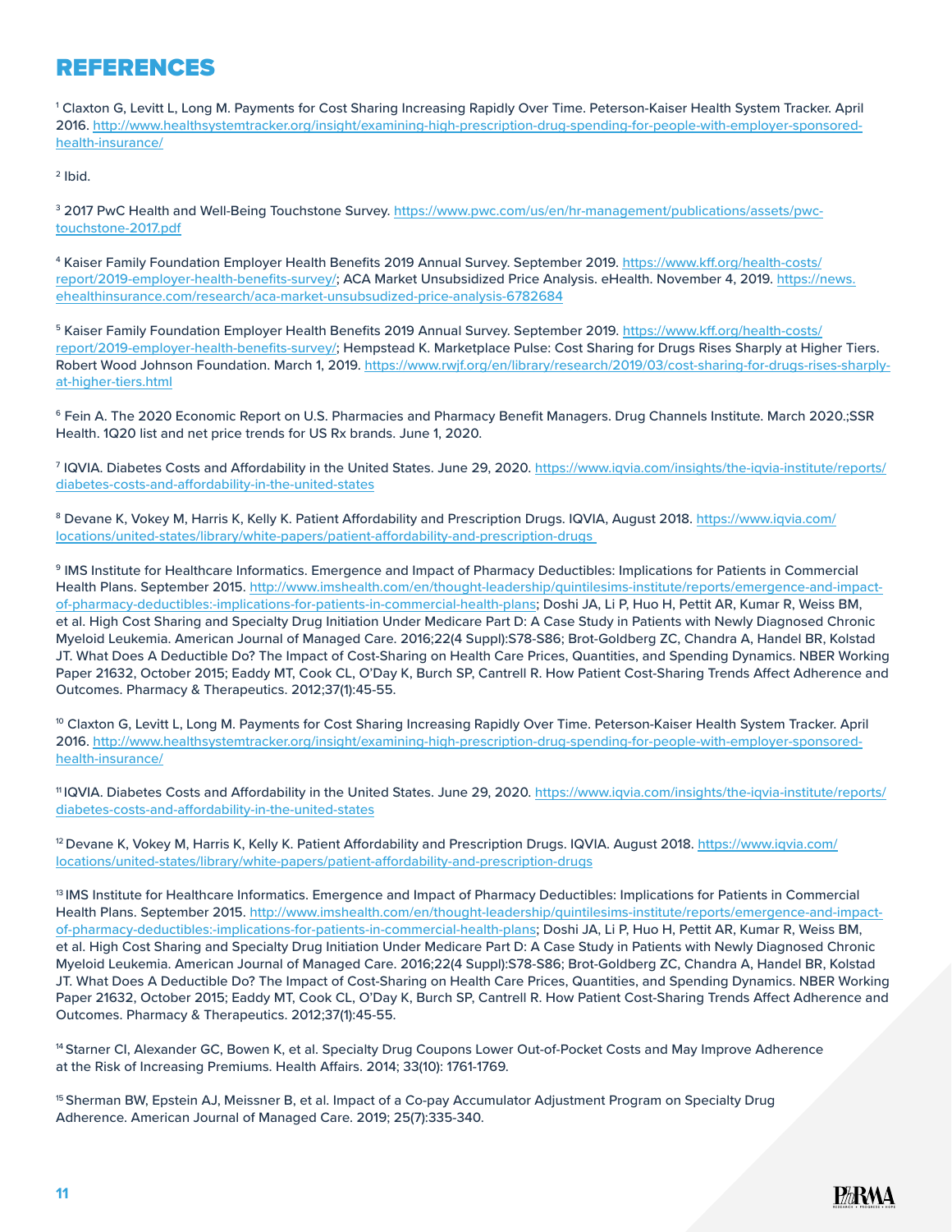# REFERENCES

[1] Claxton G, Levitt L, Long M. Payments for Cost Sharing Increasing Rapidly Over Time. Peterson-Kaiser Health System Tracker. April 2016. http://www.healthsystemtracker.org/insight/examining-high-prescription-drug-spending-for-people-with-employer-sponsored-health-insurance/

[2] Ibid.

[3] 2017 PwC Health and Well-Being Touchstone Survey. https://www.pwc.com/us/en/hr-management/publications/assets/pwc-touchstone-2017.pdf

[4] Kaiser Family Foundation Employer Health Benefits 2019 Annual Survey. September 2019. https://www.kff.org/health-costs/report/2019-employer-health-benefits-survey/; ACA Market Unsubsidized Price Analysis. eHealth. November 4, 2019. https://news.ehealthinsurance.com/research/aca-market-unsubsudized-price-analysis-6782684

[5] Kaiser Family Foundation Employer Health Benefits 2019 Annual Survey. September 2019. https://www.kff.org/health-costs/report/2019-employer-health-benefits-survey/; Hempstead K. Marketplace Pulse: Cost Sharing for Drugs Rises Sharply at Higher Tiers. Robert Wood Johnson Foundation. March 1, 2019. https://www.rwjf.org/en/library/research/2019/03/cost-sharing-for-drugs-rises-sharply-at-higher-tiers.html

[6] Fein A. The 2020 Economic Report on U.S. Pharmacies and Pharmacy Benefit Managers. Drug Channels Institute. March 2020.;SSR Health. 1Q20 list and net price trends for US Rx brands. June 1, 2020.

[7] IQVIA. Diabetes Costs and Affordability in the United States. June 29, 2020. https://www.iqvia.com/insights/the-iqvia-institute/reports/diabetes-costs-and-affordability-in-the-united-states

[8] Devane K, Vokey M, Harris K, Kelly K. Patient Affordability and Prescription Drugs. IQVIA, August 2018. https://www.iqvia.com/locations/united-states/library/white-papers/patient-affordability-and-prescription-drugs

[9] IMS Institute for Healthcare Informatics. Emergence and Impact of Pharmacy Deductibles: Implications for Patients in Commercial Health Plans. September 2015. http://www.imshealth.com/en/thought-leadership/quintilesims-institute/reports/emergence-and-impact-of-pharmacy-deductibles:-implications-for-patients-in-commercial-health-plans; Doshi JA, Li P, Huo H, Pettit AR, Kumar R, Weiss BM, et al. High Cost Sharing and Specialty Drug Initiation Under Medicare Part D: A Case Study in Patients with Newly Diagnosed Chronic Myeloid Leukemia. American Journal of Managed Care. 2016;22(4 Suppl):S78-S86; Brot-Goldberg ZC, Chandra A, Handel BR, Kolstad JT. What Does A Deductible Do? The Impact of Cost-Sharing on Health Care Prices, Quantities, and Spending Dynamics. NBER Working Paper 21632, October 2015; Eaddy MT, Cook CL, O'Day K, Burch SP, Cantrell R. How Patient Cost-Sharing Trends Affect Adherence and Outcomes. Pharmacy & Therapeutics. 2012;37(1):45-55.

[10] Claxton G, Levitt L, Long M. Payments for Cost Sharing Increasing Rapidly Over Time. Peterson-Kaiser Health System Tracker. April 2016. http://www.healthsystemtracker.org/insight/examining-high-prescription-drug-spending-for-people-with-employer-sponsored-health-insurance/

[11] IQVIA. Diabetes Costs and Affordability in the United States. June 29, 2020. https://www.iqvia.com/insights/the-iqvia-institute/reports/diabetes-costs-and-affordability-in-the-united-states

[12] Devane K, Vokey M, Harris K, Kelly K. Patient Affordability and Prescription Drugs. IQVIA. August 2018. https://www.iqvia.com/locations/united-states/library/white-papers/patient-affordability-and-prescription-drugs

[13] IMS Institute for Healthcare Informatics. Emergence and Impact of Pharmacy Deductibles: Implications for Patients in Commercial Health Plans. September 2015. http://www.imshealth.com/en/thought-leadership/quintilesims-institute/reports/emergence-and-impact-of-pharmacy-deductibles:-implications-for-patients-in-commercial-health-plans; Doshi JA, Li P, Huo H, Pettit AR, Kumar R, Weiss BM, et al. High Cost Sharing and Specialty Drug Initiation Under Medicare Part D: A Case Study in Patients with Newly Diagnosed Chronic Myeloid Leukemia. American Journal of Managed Care. 2016;22(4 Suppl):S78-S86; Brot-Goldberg ZC, Chandra A, Handel BR, Kolstad JT. What Does A Deductible Do? The Impact of Cost-Sharing on Health Care Prices, Quantities, and Spending Dynamics. NBER Working Paper 21632, October 2015; Eaddy MT, Cook CL, O'Day K, Burch SP, Cantrell R. How Patient Cost-Sharing Trends Affect Adherence and Outcomes. Pharmacy & Therapeutics. 2012;37(1):45-55.

[14] Starner CI, Alexander GC, Bowen K, et al. Specialty Drug Coupons Lower Out-of-Pocket Costs and May Improve Adherence at the Risk of Increasing Premiums. Health Affairs. 2014; 33(10): 1761-1769.

[15] Sherman BW, Epstein AJ, Meissner B, et al. Impact of a Co-pay Accumulator Adjustment Program on Specialty Drug Adherence. American Journal of Managed Care. 2019; 25(7):335-340.